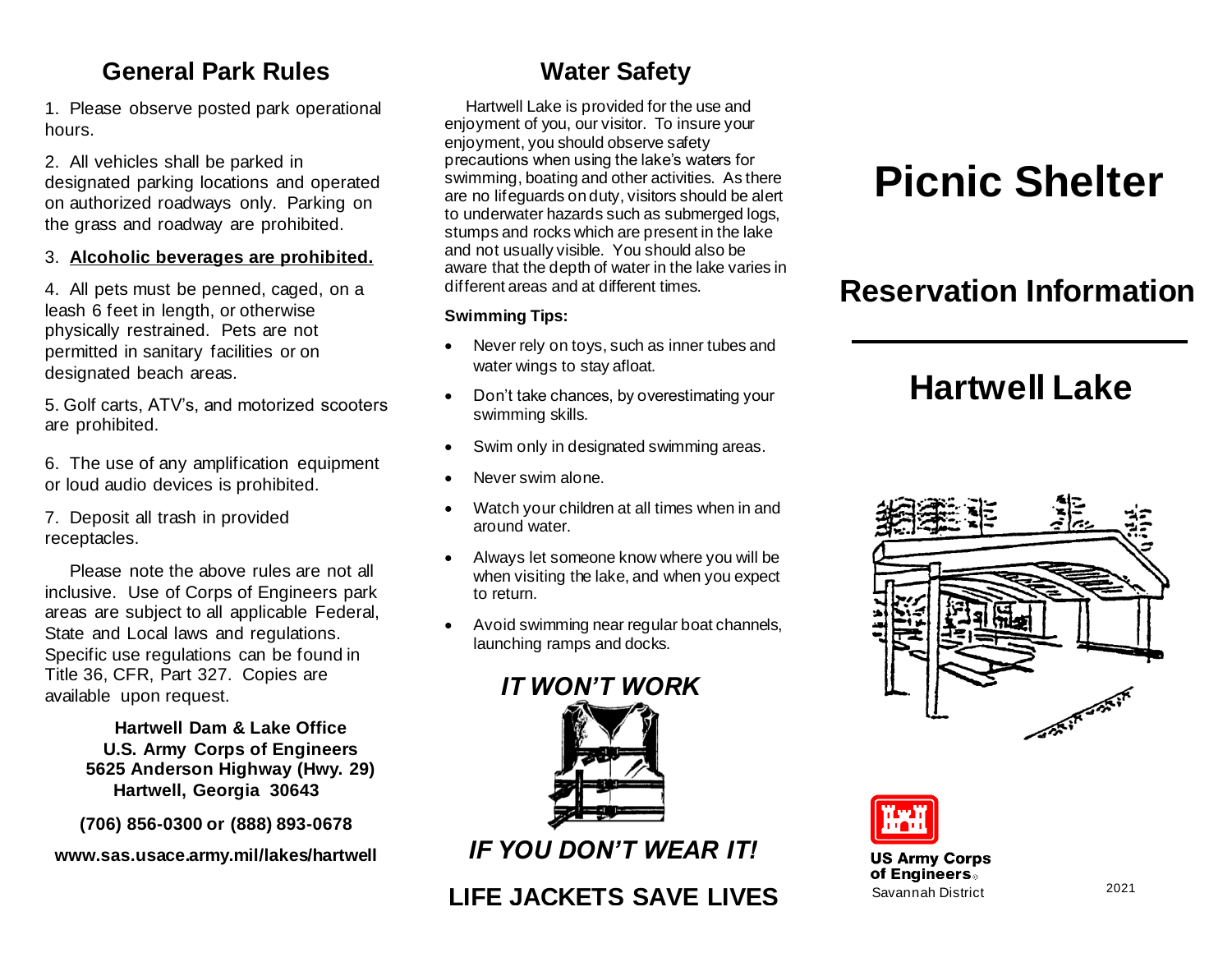## General Park Rules

1. Please observe posted park operational hours.

2. All vehicles shall be parked in designated parking locations and operated on authorized roadways only. Parking on the grass and roadway are prohibited.

3. **Alcoholic beverages are prohibited.**

4. All pets must be penned, caged, on a leash 6 feet in length, or otherwise physically restrained. Pets are not permitted in sanitary facilities or on designated beach areas.

5. Golf carts, ATV's, and motorized scooters are prohibited.

6. The use of any amplification equipment or loud audio devices is prohibited.

7. Deposit all trash in provided receptacles.

Please note the above rules are not all inclusive. Use of Corps of Engineers park areas are subject to all applicable Federal, State and Local laws and regulations. Specific use regulations can be found in Title 36, CFR, Part 327. Copies are available upon request.

**Hartwell Dam & Lake Office**
**U.S. Army Corps of Engineers**
**5625 Anderson Highway (Hwy. 29)**
**Hartwell, Georgia 30643**

**(706) 856-0300 or (888) 893-0678**

**www.sas.usace.army.mil/lakes/hartwell**

## Water Safety

Hartwell Lake is provided for the use and enjoyment of you, our visitor. To insure your enjoyment, you should observe safety precautions when using the lake's waters for swimming, boating and other activities. As there are no lifeguards on duty, visitors should be alert to underwater hazards such as submerged logs, stumps and rocks which are present in the lake and not usually visible. You should also be aware that the depth of water in the lake varies in different areas and at different times.

**Swimming Tips:**

- Never rely on toys, such as inner tubes and water wings to stay afloat.
- Don't take chances, by overestimating your swimming skills.
- Swim only in designated swimming areas.
- Never swim alone.
- Watch your children at all times when in and around water.
- Always let someone know where you will be when visiting the lake, and when you expect to return.
- Avoid swimming near regular boat channels, launching ramps and docks.

***IT WON'T WORK***

***IF YOU DON'T WEAR IT!***

**LIFE JACKETS SAVE LIVES**

# Picnic Shelter

## Reservation Information

## Hartwell Lake

**US Army Corps of Engineers**
Savannah District

2021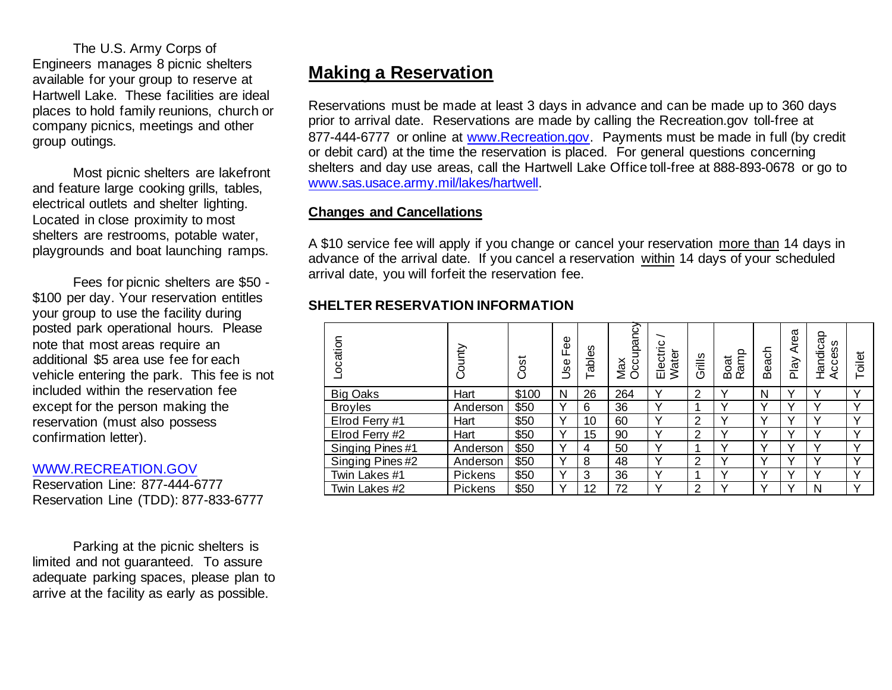The U.S. Army Corps of Engineers manages 8 picnic shelters available for your group to reserve at Hartwell Lake. These facilities are ideal places to hold family reunions, church or company picnics, meetings and other group outings.

Most picnic shelters are lakefront and feature large cooking grills, tables, electrical outlets and shelter lighting. Located in close proximity to most shelters are restrooms, potable water, playgrounds and boat launching ramps.

Fees for picnic shelters are $50 - $100 per day. Your reservation entitles your group to use the facility during posted park operational hours. Please note that most areas require an additional $5 area use fee for each vehicle entering the park. This fee is not included within the reservation fee except for the person making the reservation (must also possess confirmation letter).

WWW.RECREATION.GOV
Reservation Line: 877-444-6777
Reservation Line (TDD): 877-833-6777

Parking at the picnic shelters is limited and not guaranteed. To assure adequate parking spaces, please plan to arrive at the facility as early as possible.

## Making a Reservation

Reservations must be made at least 3 days in advance and can be made up to 360 days prior to arrival date. Reservations are made by calling the Recreation.gov toll-free at 877-444-6777 or online at www.Recreation.gov. Payments must be made in full (by credit or debit card) at the time the reservation is placed. For general questions concerning shelters and day use areas, call the Hartwell Lake Office toll-free at 888-893-0678 or go to www.sas.usace.army.mil/lakes/hartwell.

### Changes and Cancellations

A $10 service fee will apply if you change or cancel your reservation more than 14 days in advance of the arrival date. If you cancel a reservation within 14 days of your scheduled arrival date, you will forfeit the reservation fee.

**SHELTER RESERVATION INFORMATION**

| Location | County | Cost | Use Fee | Tables | Max Occupancy | Electric / Water | Grills | Boat Ramp | Beach | Play Area | Handicap Access | Toilet |
|---|---|---|---|---|---|---|---|---|---|---|---|---|
| Big Oaks | Hart | $100 | N | 26 | 264 | Y | 2 | Y | N | Y | Y | Y |
| Broyles | Anderson | $50 | Y | 6 | 36 | Y | 1 | Y | Y | Y | Y | Y |
| Elrod Ferry #1 | Hart | $50 | Y | 10 | 60 | Y | 2 | Y | Y | Y | Y | Y |
| Elrod Ferry #2 | Hart | $50 | Y | 15 | 90 | Y | 2 | Y | Y | Y | Y | Y |
| Singing Pines #1 | Anderson | $50 | Y | 4 | 50 | Y | 1 | Y | Y | Y | Y | Y |
| Singing Pines #2 | Anderson | $50 | Y | 8 | 48 | Y | 2 | Y | Y | Y | Y | Y |
| Twin Lakes #1 | Pickens | $50 | Y | 3 | 36 | Y | 1 | Y | Y | Y | Y | Y |
| Twin Lakes #2 | Pickens | $50 | Y | 12 | 72 | Y | 2 | Y | Y | Y | N | Y |